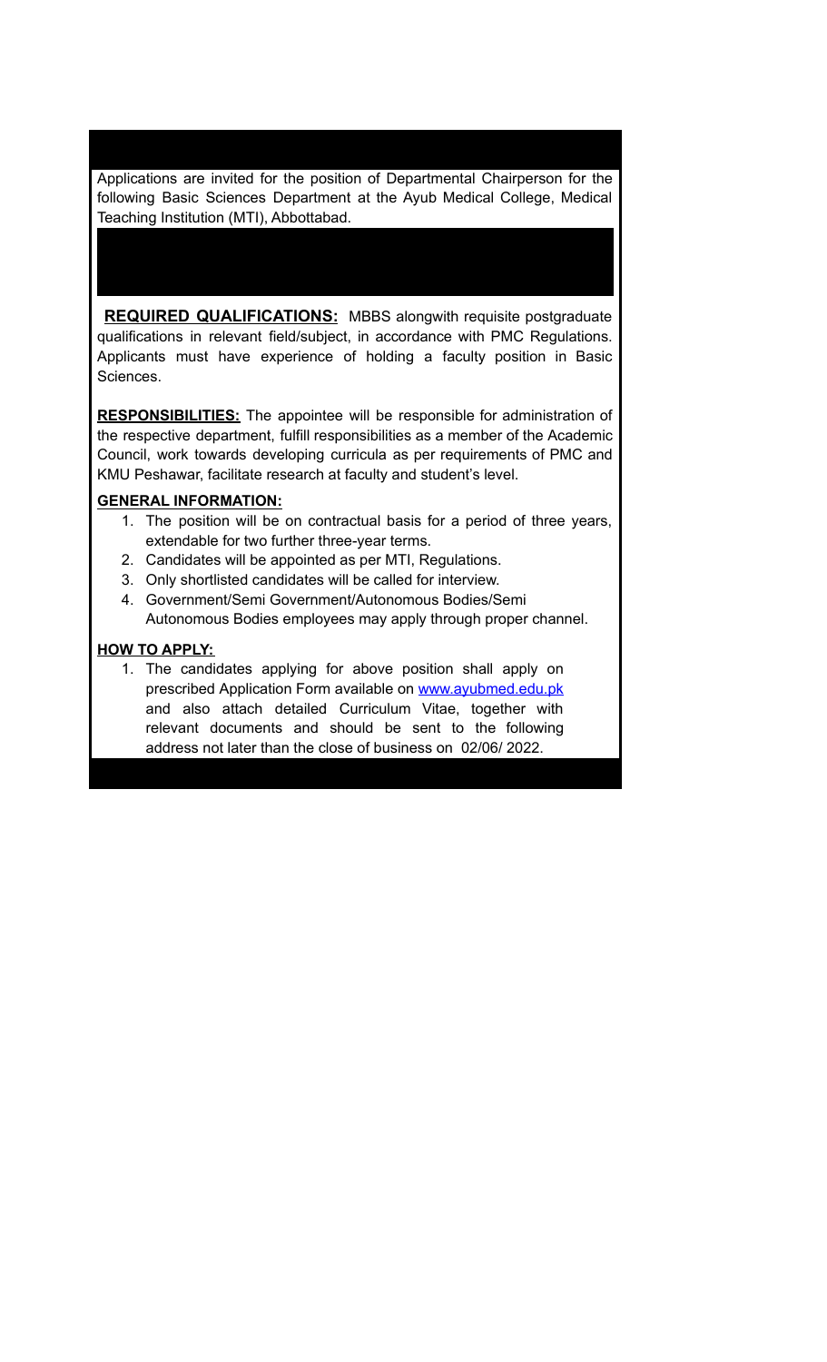Applications are invited for the position of Departmental Chairperson for the following Basic Sciences Department at the Ayub Medical College, Medical Teaching Institution (MTI), Abbottabad.

**REQUIRED QUALIFICATIONS:** MBBS alongwith requisite postgraduate qualifications in relevant field/subject, in accordance with PMC Regulations. Applicants must have experience of holding a faculty position in Basic Sciences.

**RESPONSIBILITIES:** The appointee will be responsible for administration of the respective department, fulfill responsibilities as a member of the Academic Council, work towards developing curricula as per requirements of PMC and KMU Peshawar, facilitate research at faculty and student's level.

**GENERAL INFORMATION:**

1. The position will be on contractual basis for a period of three years, extendable for two further three-year terms.
2. Candidates will be appointed as per MTI, Regulations.
3. Only shortlisted candidates will be called for interview.
4. Government/Semi Government/Autonomous Bodies/Semi Autonomous Bodies employees may apply through proper channel.

**HOW TO APPLY:**

1. The candidates applying for above position shall apply on prescribed Application Form available on www.ayubmed.edu.pk and also attach detailed Curriculum Vitae, together with relevant documents and should be sent to the following address not later than the close of business on 02/06/ 2022.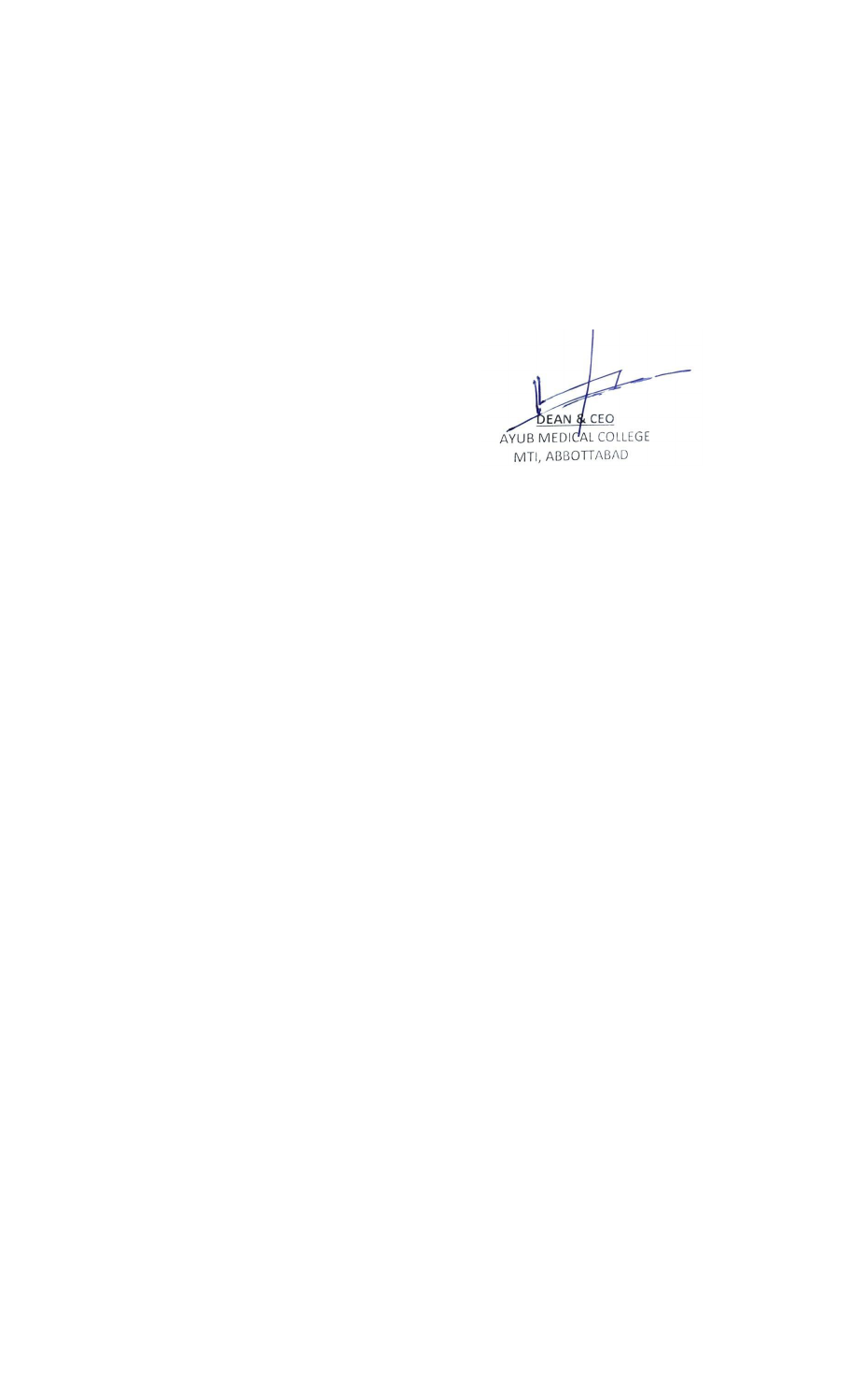DEAN & CEO
AYUB MEDICAL COLLEGE
MTI, ABBOTTABAD